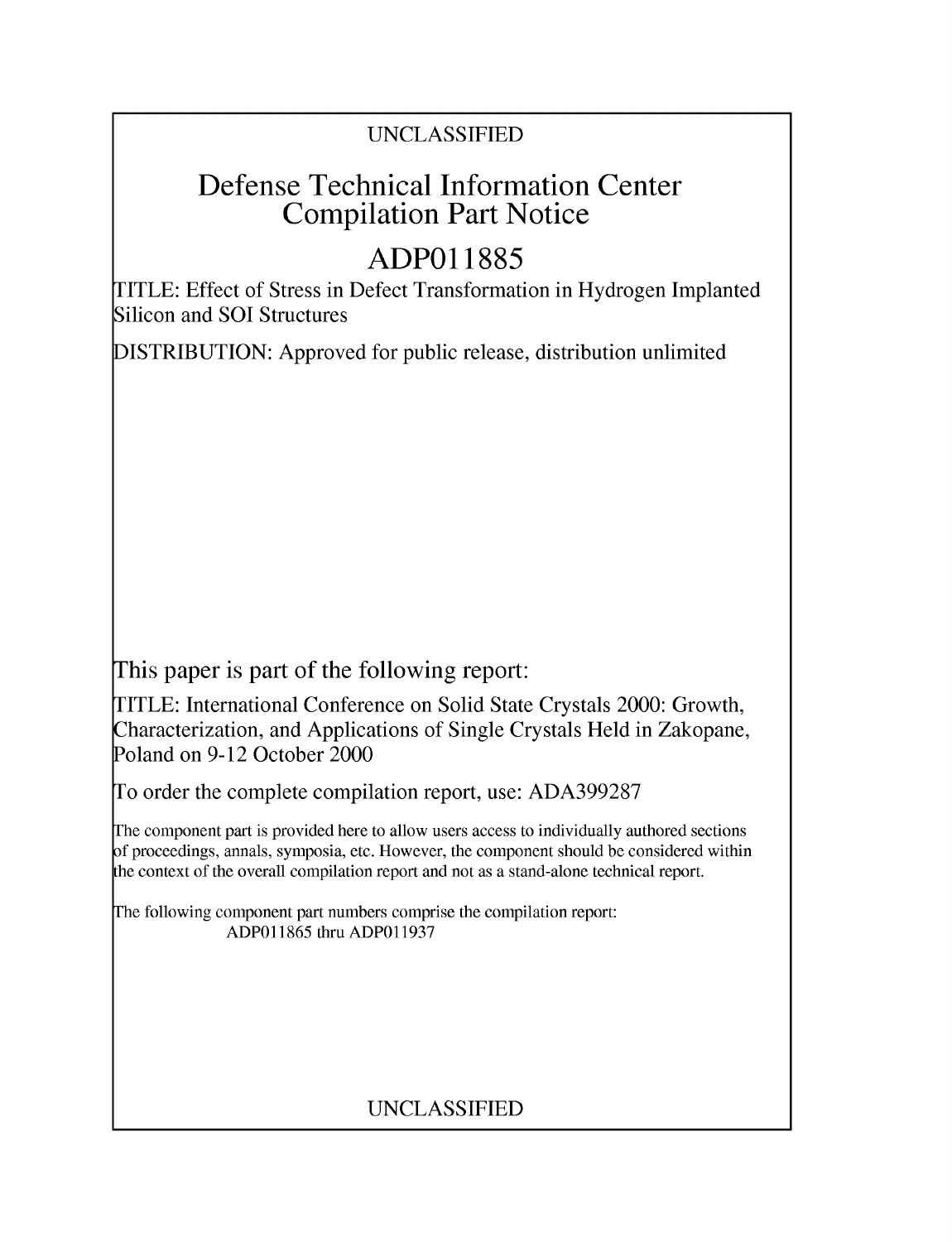UNCLASSIFIED

# Defense Technical Information Center Compilation Part Notice

# ADP011885

TITLE: Effect of Stress in Defect Transformation in Hydrogen Implanted Silicon and SOI Structures

DISTRIBUTION: Approved for public release, distribution unlimited

This paper is part of the following report:

TITLE: International Conference on Solid State Crystals 2000: Growth, Characterization, and Applications of Single Crystals Held in Zakopane, Poland on 9-12 October 2000

To order the complete compilation report, use: ADA399287

The component part is provided here to allow users access to individually authored sections of proceedings, annals, symposia, etc. However, the component should be considered within the context of the overall compilation report and not as a stand-alone technical report.

The following component part numbers comprise the compilation report:
ADP011865 thru ADP011937

UNCLASSIFIED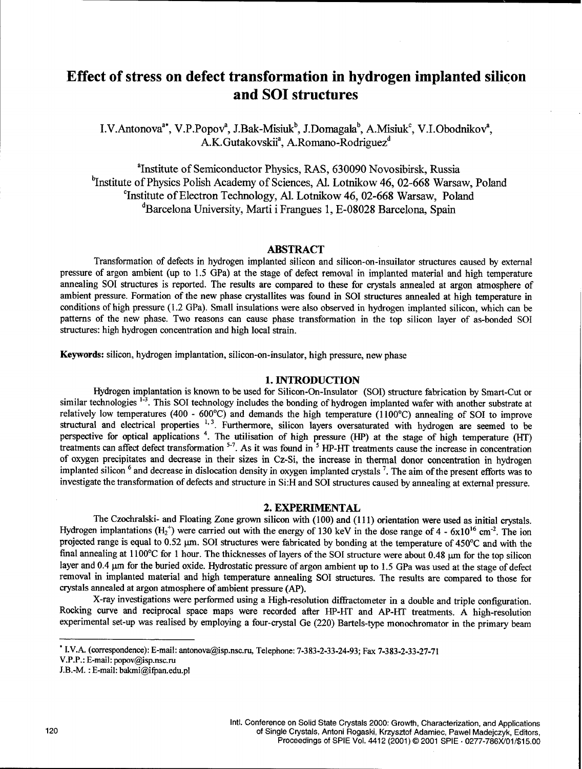# Effect of stress on defect transformation in hydrogen implanted silicon and SOI structures

I.V.Antonova[a*], V.P.Popov[a], J.Bak-Misiuk[b], J.Domagala[b], A.Misiuk[c], V.I.Obodnikov[a], A.K.Gutakovskii[a], A.Romano-Rodriguez[d]

[a]Institute of Semiconductor Physics, RAS, 630090 Novosibirsk, Russia
[b]Institute of Physics Polish Academy of Sciences, Al. Lotnikow 46, 02-668 Warsaw, Poland
[c]Institute of Electron Technology, Al. Lotnikow 46, 02-668 Warsaw, Poland
[d]Barcelona University, Marti i Frangues 1, E-08028 Barcelona, Spain

## ABSTRACT

Transformation of defects in hydrogen implanted silicon and silicon-on-insulator structures caused by external pressure of argon ambient (up to 1.5 GPa) at the stage of defect removal in implanted material and high temperature annealing SOI structures is reported. The results are compared to these for crystals annealed at argon atmosphere of ambient pressure. Formation of the new phase crystallites was found in SOI structures annealed at high temperature in conditions of high pressure (1.2 GPa). Small insulations were also observed in hydrogen implanted silicon, which can be patterns of the new phase. Two reasons can cause phase transformation in the top silicon layer of as-bonded SOI structures: high hydrogen concentration and high local strain.

**Keywords:** silicon, hydrogen implantation, silicon-on-insulator, high pressure, new phase

## 1. INTRODUCTION

Hydrogen implantation is known to be used for Silicon-On-Insulator (SOI) structure fabrication by Smart-Cut or similar technologies [1-3]. This SOI technology includes the bonding of hydrogen implanted wafer with another substrate at relatively low temperatures (400 - 600°C) and demands the high temperature (1100°C) annealing of SOI to improve structural and electrical properties [1,3]. Furthermore, silicon layers oversaturated with hydrogen are seemed to be perspective for optical applications [4]. The utilisation of high pressure (HP) at the stage of high temperature (HT) treatments can affect defect transformation [5-7]. As it was found in [5] HP-HT treatments cause the increase in concentration of oxygen precipitates and decrease in their sizes in Cz-Si, the increase in thermal donor concentration in hydrogen implanted silicon [6] and decrease in dislocation density in oxygen implanted crystals [7]. The aim of the present efforts was to investigate the transformation of defects and structure in Si:H and SOI structures caused by annealing at external pressure.

## 2. EXPERIMENTAL

The Czochralski- and Floating Zone grown silicon with (100) and (111) orientation were used as initial crystals. Hydrogen implantations ($H_2^+$) were carried out with the energy of 130 keV in the dose range of 4 - $6\times10^{16}$ cm$^{-2}$. The ion projected range is equal to 0.52 μm. SOI structures were fabricated by bonding at the temperature of 450°C and with the final annealing at 1100°C for 1 hour. The thicknesses of layers of the SOI structure were about 0.48 μm for the top silicon layer and 0.4 μm for the buried oxide. Hydrostatic pressure of argon ambient up to 1.5 GPa was used at the stage of defect removal in implanted material and high temperature annealing SOI structures. The results are compared to those for crystals annealed at argon atmosphere of ambient pressure (AP).

X-ray investigations were performed using a High-resolution diffractometer in a double and triple configuration. Rocking curve and reciprocal space maps were recorded after HP-HT and AP-HT treatments. A high-resolution experimental set-up was realised by employing a four-crystal Ge (220) Bartels-type monochromator in the primary beam

---

* I.V.A. (correspondence): E-mail: antonova@isp.nsc.ru, Telephone: 7-383-2-33-24-93; Fax 7-383-2-33-27-71
V.P.P.: E-mail: popov@isp.nsc.ru
J.B.-M. : E-mail: bakmi@ifpan.edu.pl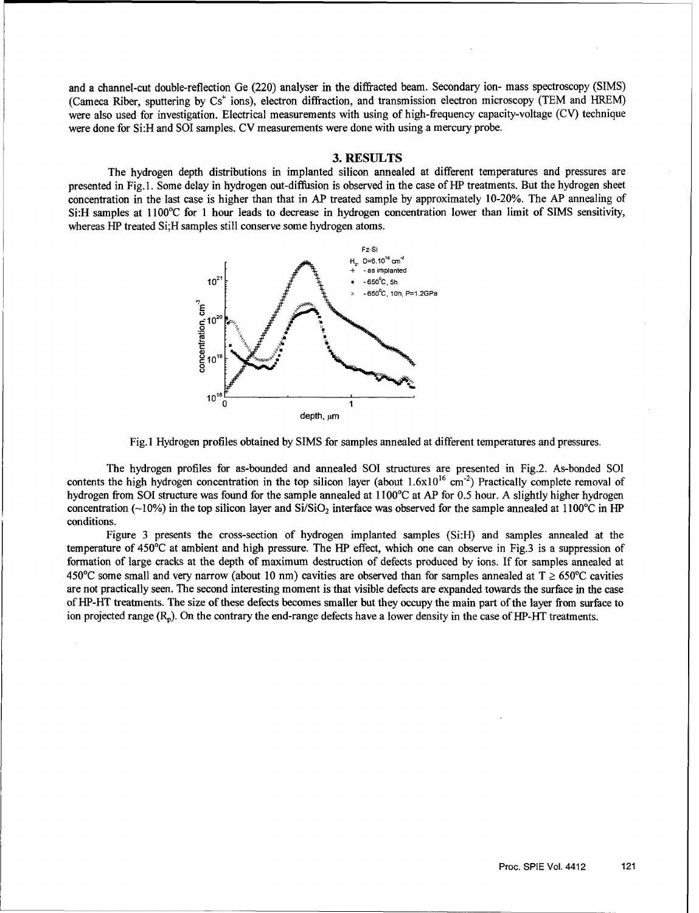and a channel-cut double-reflection Ge (220) analyser in the diffracted beam. Secondary ion- mass spectroscopy (SIMS) (Cameca Riber, sputtering by $Cs^+$ ions), electron diffraction, and transmission electron microscopy (TEM and HREM) were also used for investigation. Electrical measurements with using of high-frequency capacity-voltage (CV) technique were done for Si:H and SOI samples. CV measurements were done with using a mercury probe.

## 3. RESULTS

The hydrogen depth distributions in implanted silicon annealed at different temperatures and pressures are presented in Fig.1. Some delay in hydrogen out-diffusion is observed in the case of HP treatments. But the hydrogen sheet concentration in the last case is higher than that in AP treated sample by approximately 10-20%. The AP annealing of Si:H samples at 1100°C for 1 hour leads to decrease in hydrogen concentration lower than limit of SIMS sensitivity, whereas HP treated Si;H samples still conserve some hydrogen atoms.

Fig.1 Hydrogen profiles obtained by SIMS for samples annealed at different temperatures and pressures.

The hydrogen profiles for as-bounded and annealed SOI structures are presented in Fig.2. As-bonded SOI contents the high hydrogen concentration in the top silicon layer (about $1.6\times10^{16}$ $cm^{-2}$) Practically complete removal of hydrogen from SOI structure was found for the sample annealed at 1100°C at AP for 0.5 hour. A slightly higher hydrogen concentration (~10%) in the top silicon layer and $Si/SiO_2$ interface was observed for the sample annealed at 1100°C in HP conditions.

Figure 3 presents the cross-section of hydrogen implanted samples (Si:H) and samples annealed at the temperature of 450°C at ambient and high pressure. The HP effect, which one can observe in Fig.3 is a suppression of formation of large cracks at the depth of maximum destruction of defects produced by ions. If for samples annealed at 450°C some small and very narrow (about 10 nm) cavities are observed than for samples annealed at $T \geq 650$°C cavities are not practically seen. The second interesting moment is that visible defects are expanded towards the surface in the case of HP-HT treatments. The size of these defects becomes smaller but they occupy the main part of the layer from surface to ion projected range ($R_p$). On the contrary the end-range defects have a lower density in the case of HP-HT treatments.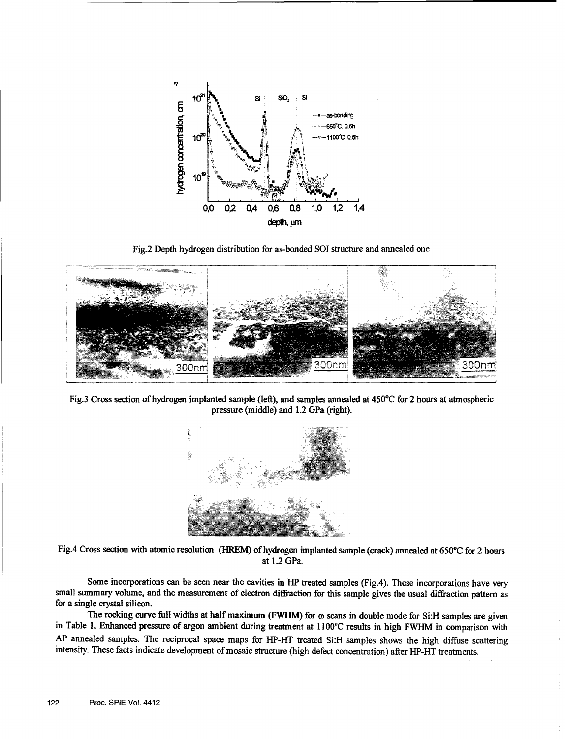Fig.2 Depth hydrogen distribution for as-bonded SOI structure and annealed one

Fig.3 Cross section of hydrogen implanted sample (left), and samples annealed at 450°C for 2 hours at atmospheric pressure (middle) and 1.2 GPa (right).

Fig.4 Cross section with atomic resolution (HREM) of hydrogen implanted sample (crack) annealed at 650°C for 2 hours at 1.2 GPa.

Some incorporations can be seen near the cavities in HP treated samples (Fig.4). These incorporations have very small summary volume, and the measurement of electron diffraction for this sample gives the usual diffraction pattern as for a single crystal silicon.

The rocking curve full widths at half maximum (FWHM) for ω scans in double mode for Si:H samples are given in Table 1. Enhanced pressure of argon ambient during treatment at 1100°C results in high FWHM in comparison with AP annealed samples. The reciprocal space maps for HP-HT treated Si:H samples shows the high diffuse scattering intensity. These facts indicate development of mosaic structure (high defect concentration) after HP-HT treatments.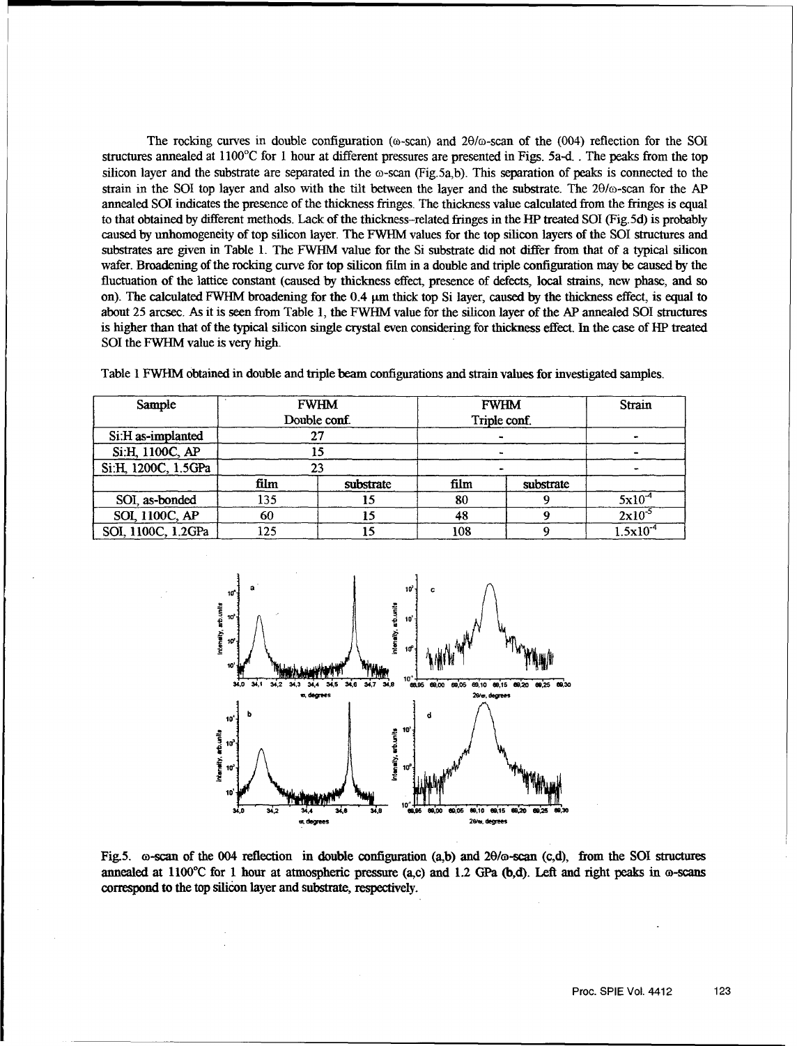The rocking curves in double configuration (ω-scan) and 2θ/ω-scan of the (004) reflection for the SOI structures annealed at 1100°C for 1 hour at different pressures are presented in Figs. 5a-d. . The peaks from the top silicon layer and the substrate are separated in the ω-scan (Fig.5a,b). This separation of peaks is connected to the strain in the SOI top layer and also with the tilt between the layer and the substrate. The 2θ/ω-scan for the AP annealed SOI indicates the presence of the thickness fringes. The thickness value calculated from the fringes is equal to that obtained by different methods. Lack of the thickness-related fringes in the HP treated SOI (Fig.5d) is probably caused by unhomogeneity of top silicon layer. The FWHM values for the top silicon layers of the SOI structures and substrates are given in Table 1. The FWHM value for the Si substrate did not differ from that of a typical silicon wafer. Broadening of the rocking curve for top silicon film in a double and triple configuration may be caused by the fluctuation of the lattice constant (caused by thickness effect, presence of defects, local strains, new phase, and so on). The calculated FWHM broadening for the 0.4 μm thick top Si layer, caused by the thickness effect, is equal to about 25 arcsec. As it is seen from Table 1, the FWHM value for the silicon layer of the AP annealed SOI structures is higher than that of the typical silicon single crystal even considering for thickness effect. In the case of HP treated SOI the FWHM value is very high.

Table 1 FWHM obtained in double and triple beam configurations and strain values for investigated samples.

| Sample | FWHM Double conf. | | FWHM Triple conf. | | Strain |
|---|---|---|---|---|---|
| Si:H as-implanted | 27 | | - | | - |
| Si:H, 1100C, AP | 15 | | - | | - |
| Si:H, 1200C, 1.5GPa | 23 | | - | | - |
| | film | substrate | film | substrate | |
| SOI, as-bonded | 135 | 15 | 80 | 9 | $5x10^{-4}$ |
| SOI, 1100C, AP | 60 | 15 | 48 | 9 | $2x10^{-5}$ |
| SOI, 1100C, 1.2GPa | 125 | 15 | 108 | 9 | $1.5x10^{-4}$ |

Fig.5. ω-scan of the 004 reflection in double configuration (a,b) and 2θ/ω-scan (c,d), from the SOI structures annealed at 1100°C for 1 hour at atmospheric pressure (a,c) and 1.2 GPa (b,d). Left and right peaks in ω-scans correspond to the top silicon layer and substrate, respectively.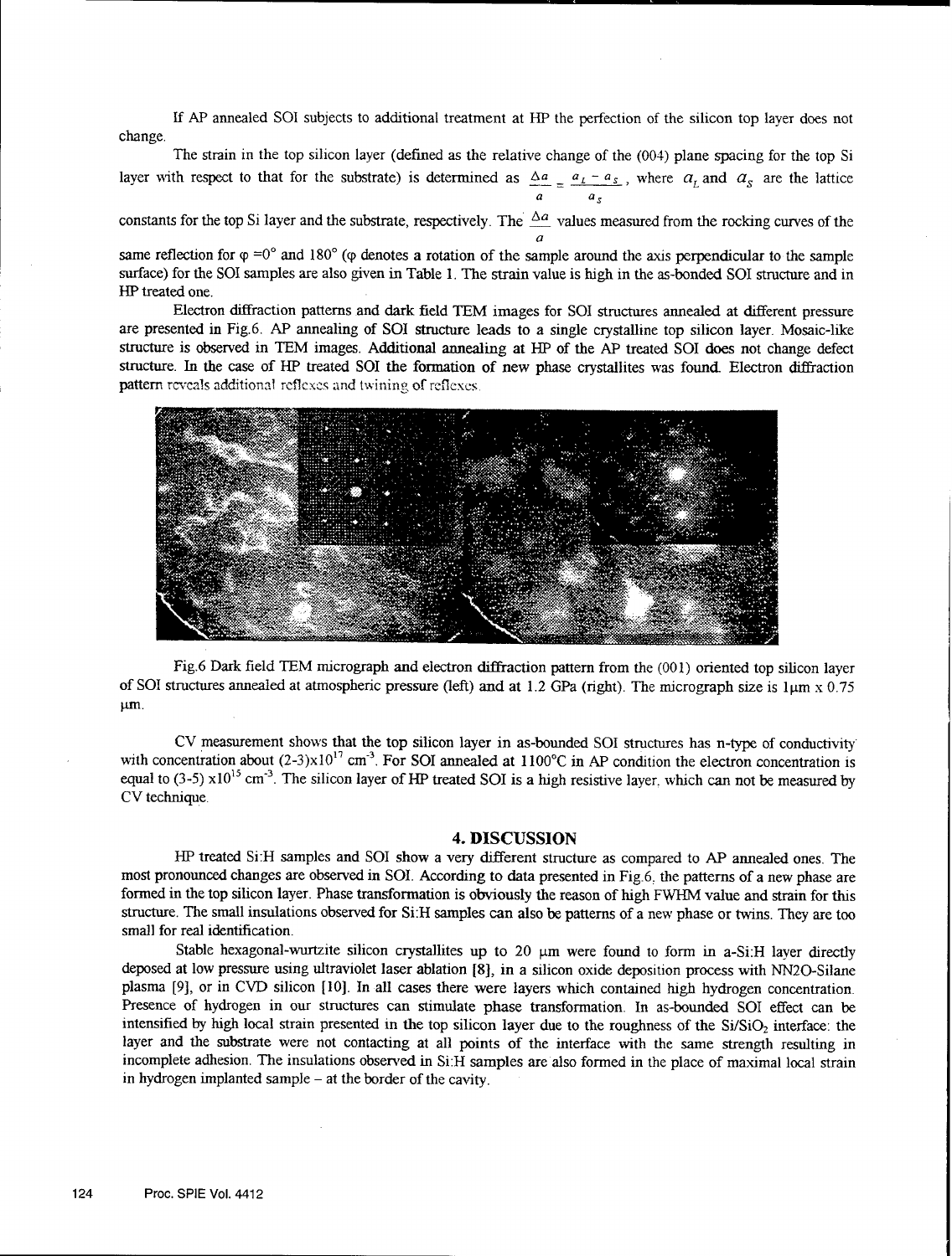If AP annealed SOI subjects to additional treatment at HP the perfection of the silicon top layer does not change.

The strain in the top silicon layer (defined as the relative change of the (004) plane spacing for the top Si layer with respect to that for the substrate) is determined as $\frac{\Delta a}{a} = \frac{a_L - a_S}{a_S}$, where $a_L$ and $a_S$ are the lattice constants for the top Si layer and the substrate, respectively. The $\frac{\Delta a}{a}$ values measured from the rocking curves of the same reflection for φ =0° and 180° (φ denotes a rotation of the sample around the axis perpendicular to the sample surface) for the SOI samples are also given in Table 1. The strain value is high in the as-bonded SOI structure and in HP treated one.

Electron diffraction patterns and dark field TEM images for SOI structures annealed at different pressure are presented in Fig.6. AP annealing of SOI structure leads to a single crystalline top silicon layer. Mosaic-like structure is observed in TEM images. Additional annealing at HP of the AP treated SOI does not change defect structure. In the case of HP treated SOI the formation of new phase crystallites was found. Electron diffraction pattern reveals additional reflexes and twining of reflexes.

Fig.6 Dark field TEM micrograph and electron diffraction pattern from the (001) oriented top silicon layer of SOI structures annealed at atmospheric pressure (left) and at 1.2 GPa (right). The micrograph size is 1μm x 0.75 μm.

CV measurement shows that the top silicon layer in as-bounded SOI structures has n-type of conductivity with concentration about $(2\text{-}3)\times10^{17}$ cm$^{-3}$. For SOI annealed at 1100°C in AP condition the electron concentration is equal to $(3\text{-}5)\times10^{15}$ cm$^{-3}$. The silicon layer of HP treated SOI is a high resistive layer, which can not be measured by CV technique.

## 4. DISCUSSION

HP treated Si:H samples and SOI show a very different structure as compared to AP annealed ones. The most pronounced changes are observed in SOI. According to data presented in Fig.6, the patterns of a new phase are formed in the top silicon layer. Phase transformation is obviously the reason of high FWHM value and strain for this structure. The small insulations observed for Si:H samples can also be patterns of a new phase or twins. They are too small for real identification.

Stable hexagonal-wurtzite silicon crystallites up to 20 μm were found to form in a-Si:H layer directly deposed at low pressure using ultraviolet laser ablation [8], in a silicon oxide deposition process with NN2O-Silane plasma [9], or in CVD silicon [10]. In all cases there were layers which contained high hydrogen concentration. Presence of hydrogen in our structures can stimulate phase transformation. In as-bounded SOI effect can be intensified by high local strain presented in the top silicon layer due to the roughness of the $Si/SiO_2$ interface: the layer and the substrate were not contacting at all points of the interface with the same strength resulting in incomplete adhesion. The insulations observed in Si:H samples are also formed in the place of maximal local strain in hydrogen implanted sample – at the border of the cavity.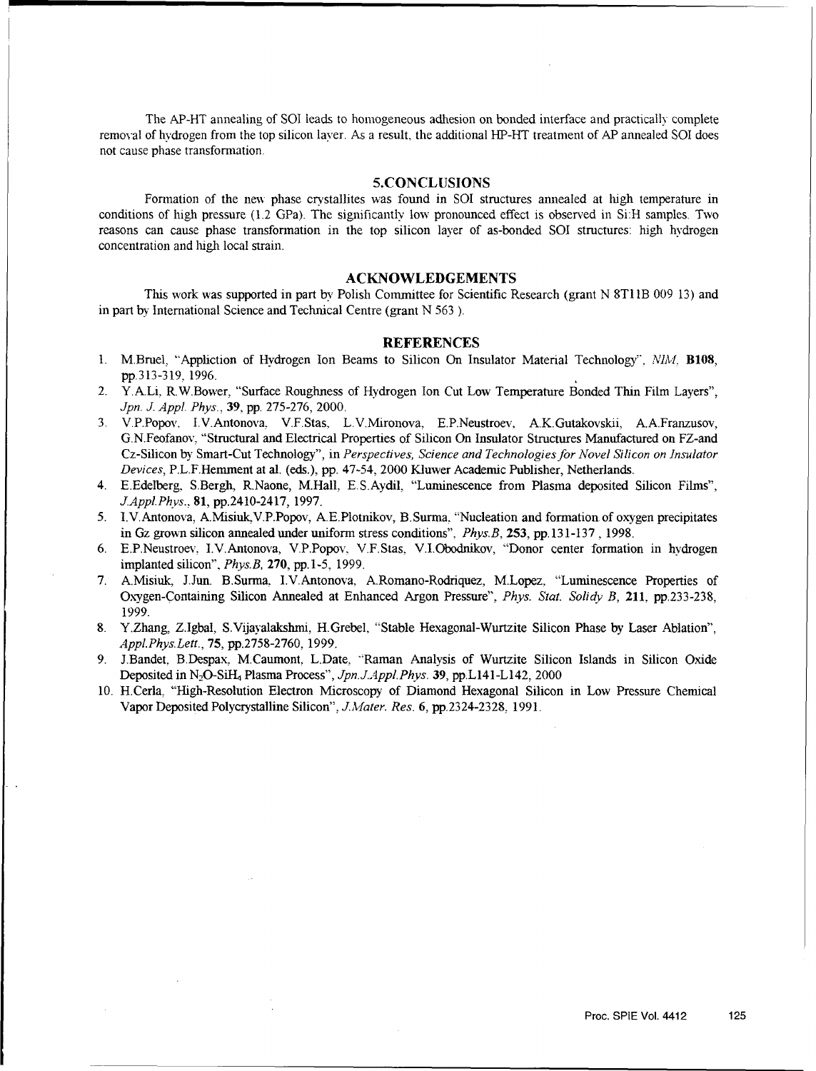The AP-HT annealing of SOI leads to homogeneous adhesion on bonded interface and practically complete removal of hydrogen from the top silicon layer. As a result, the additional HP-HT treatment of AP annealed SOI does not cause phase transformation.

## 5.CONCLUSIONS

Formation of the new phase crystallites was found in SOI structures annealed at high temperature in conditions of high pressure (1.2 GPa). The significantly low pronounced effect is observed in Si:H samples. Two reasons can cause phase transformation in the top silicon layer of as-bonded SOI structures: high hydrogen concentration and high local strain.

## ACKNOWLEDGEMENTS

This work was supported in part by Polish Committee for Scientific Research (grant N 8T11B 009 13) and in part by International Science and Technical Centre (grant N 563 ).

## REFERENCES

1. M.Bruel, "Appliction of Hydrogen Ion Beams to Silicon On Insulator Material Technology", *NIM*, **B108**, pp.313-319, 1996.
2. Y.A.Li, R.W.Bower, "Surface Roughness of Hydrogen Ion Cut Low Temperature Bonded Thin Film Layers", *Jpn. J. Appl. Phys.*, **39**, pp. 275-276, 2000.
3. V.P.Popov, I.V.Antonova, V.F.Stas, L.V.Mironova, E.P.Neustroev, A.K.Gutakovskii, A.A.Franzusov, G.N.Feofanov, "Structural and Electrical Properties of Silicon On Insulator Structures Manufactured on FZ-and Cz-Silicon by Smart-Cut Technology", in *Perspectives, Science and Technologies for Novel Silicon on Insulator Devices*, P.L.F.Hemment at al. (eds.), pp. 47-54, 2000 Kluwer Academic Publisher, Netherlands.
4. E.Edelberg, S.Bergh, R.Naone, M.Hall, E.S.Aydil, "Luminescence from Plasma deposited Silicon Films", *J.Appl.Phys.*, **81**, pp.2410-2417, 1997.
5. I.V.Antonova, A.Misiuk,V.P.Popov, A.E.Plotnikov, B.Surma, "Nucleation and formation of oxygen precipitates in Gz grown silicon annealed under uniform stress conditions", *Phys.B*, **253**, pp.131-137 , 1998.
6. E.P.Neustroev, I.V.Antonova, V.P.Popov, V.F.Stas, V.I.Obodnikov, "Donor center formation in hydrogen implanted silicon", *Phys.B*, **270**, pp.1-5, 1999.
7. A.Misiuk, J.Jun, B.Surma, I.V.Antonova, A.Romano-Rodriquez, M.Lopez, "Luminescence Properties of Oxygen-Containing Silicon Annealed at Enhanced Argon Pressure", *Phys. Stat. Solidy B*, **211**, pp.233-238, 1999.
8. Y.Zhang, Z.Igbal, S.Vijayalakshmi, H.Grebel, "Stable Hexagonal-Wurtzite Silicon Phase by Laser Ablation", *Appl.Phys.Lett.*, **75**, pp.2758-2760, 1999.
9. J.Bandet, B.Despax, M.Caumont, L.Date, "Raman Analysis of Wurtzite Silicon Islands in Silicon Oxide Deposited in $N_2O$-$SiH_4$ Plasma Process", *Jpn.J.Appl.Phys.* **39**, pp.L141-L142, 2000
10. H.Cerla, "High-Resolution Electron Microscopy of Diamond Hexagonal Silicon in Low Pressure Chemical Vapor Deposited Polycrystalline Silicon", *J.Mater. Res.* **6**, pp.2324-2328, 1991.